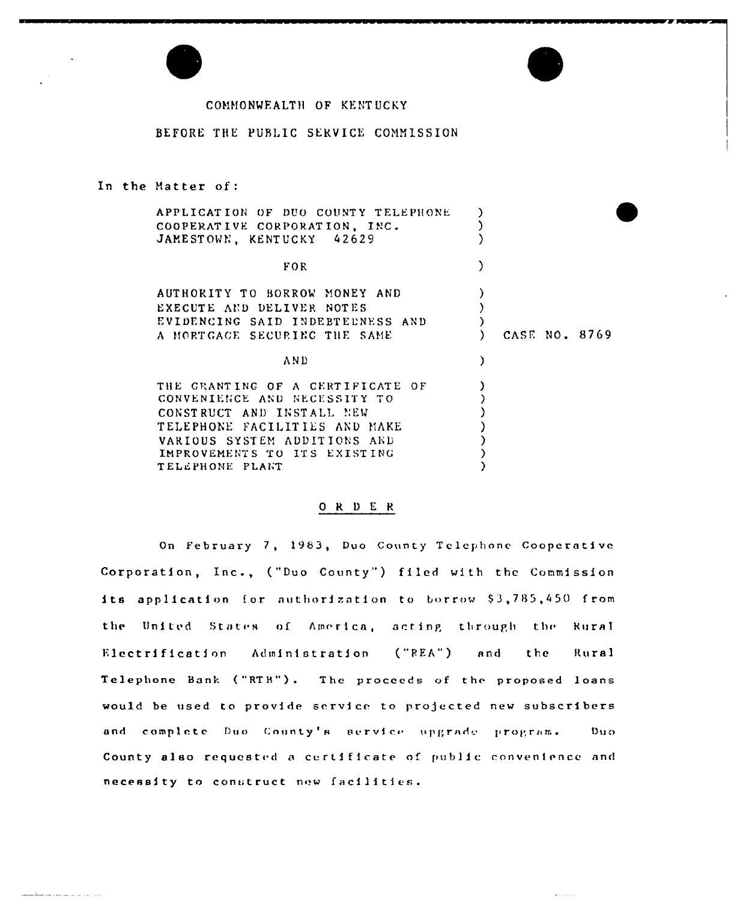COMMONWEALTH OF KENTUCKY

BEFORE THE PUBLIC SERVICE COMMISSION

In the Matter of:

APPLICATION OF DUO COUNTY TELEPHONE COOPERATIVE CORPORATION, INC. JAMESTOWN, KENTUCKY 42629

FOR

AUTHORITY TO BORROW MONEY AND EXECUTE AND DELIVER NOTES EVIDENCING SAID INDEBTEDNESS AND A MORTGAGE SECURING THE SAME

AND

THE GRANTING OF A CERTIFICATE OF CONVENIENCE AND NECESSITY TO CONSTRUCT AND INSTALL NEW TELEPHONE FACILITIES AND MAKE VARIOUS SYSTEM ADDITIONS AND IMPROVEMENTS TO ITS EXISTING TELEPHONE PLANT

CASE NO. 8769

# O R D E R

On February 7, 1983, Duo County Telephone Cooperative Corporation, Inc., ("Duo County") filed with the Commission its application for authorization to borrow $3,785,450 from the United States of America, acting through the Rural Electrification Administration ("REA") and the Rural Telephone Bank ("RTB"). The proceeds of the proposed loans would be used to provide service to projected new subscribers and complete Duo County's service upgrade program. Duo County also requested a certificate of public convenience and necessity to construct new facilities.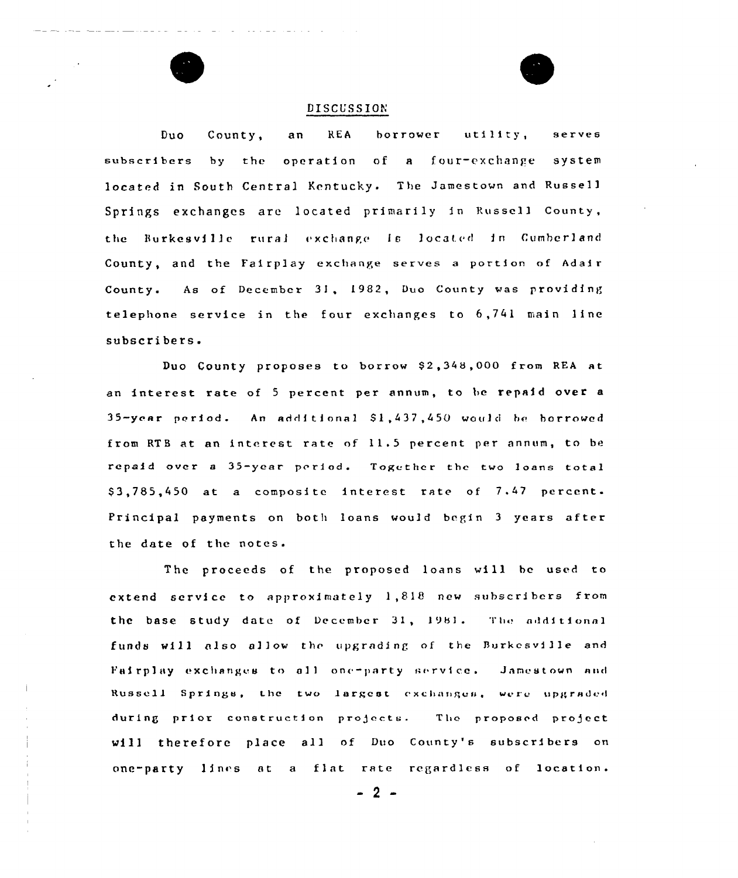## DISCUSSION

Duo County, an REA borrower utility, serves subscribers by the operation of a four-exchange system located in South Central Kentucky. The Jamestown and Russell Springs exchanges are located primarily in Russell County, the Burkesville rural exchange is located in Cumberland County, and the Fairplay exchange serves a portion of Adair County. As of December 31, 1982, Duo County was providing telephone service in the four exchanges to 6,741 main line subscribers.

Duo County proposes to borrow $2,348,000 from REA at an interest rate of 5 percent per annum, to be repaid over a 35-year period. An additional $1,437,450 would be borrowed from RTB at an interest rate of 11.5 percent per annum, to be repaid over a 35-year period. Together the two loans total $3,785,450 at a composite interest rate of 7.47 percent. Principal payments on both loans would begin 3 years after the date of the notes.

The proceeds of the proposed loans will be used to extend service to approximately 1,818 new subscribers from the base study date of December 31, 1981. The additional funds will also allow the upgrading of the Burkesville and Fairplay exchanges to all one-party service. Jamestown and Russell Springs, the two largest exchanges, were upgraded during prior construction projects. The proposed project will therefore place all of Duo County's subscribers on one-party lines at a flat rate regardless of location.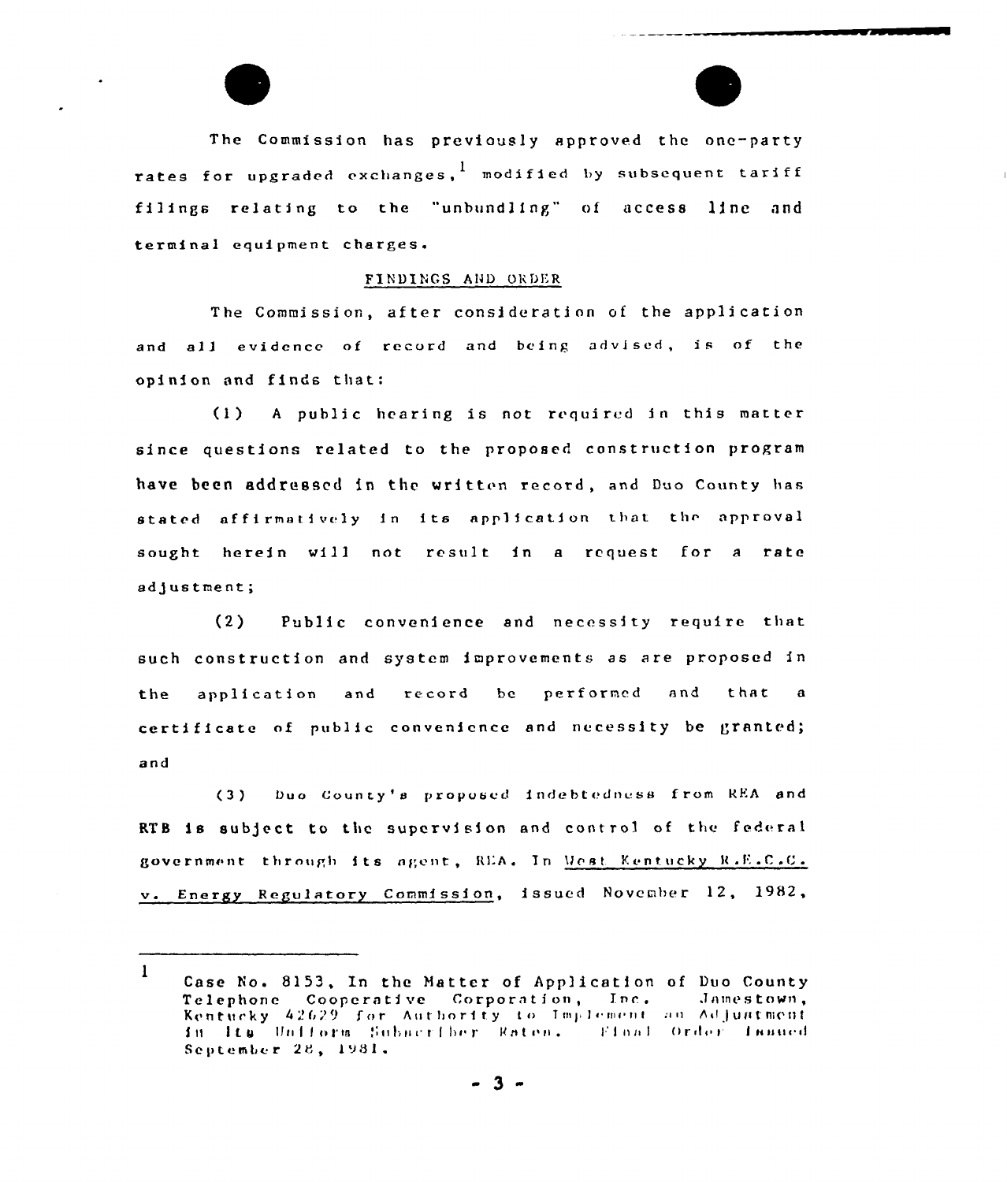The Commission has previously approved the one-party rates for upgraded exchanges,[1] modified by subsequent tariff filings relating to the "unbundling" of access line and terminal equipment charges.

## FINDINGS AND ORDER

The Commission, after consideration of the application and all evidence of record and being advised, is of the opinion and finds that:

(1) A public hearing is not required in this matter since questions related to the proposed construction program have been addressed in the written record, and Duo County has stated affirmatively in its application that the approval sought herein will not result in a request for a rate adjustment;

(2) Public convenience and necessity require that such construction and system improvements as are proposed in the application and record be performed and that a certificate of public convenience and necessity be granted; and

(3) Duo County's proposed indebtedness from REA and RTB is subject to the supervision and control of the federal government through its agent, REA. In West Kentucky R.E.C.C. v. Energy Regulatory Commission, issued November 12, 1982,

---

[1] Case No. 8153, In the Matter of Application of Duo County Telephone Cooperative Corporation, Inc. Jamestown, Kentucky 42629 for Authority to Implement an Adjustment in Its Uniform Subscriber Rates. Final Order Issued September 28, 1981.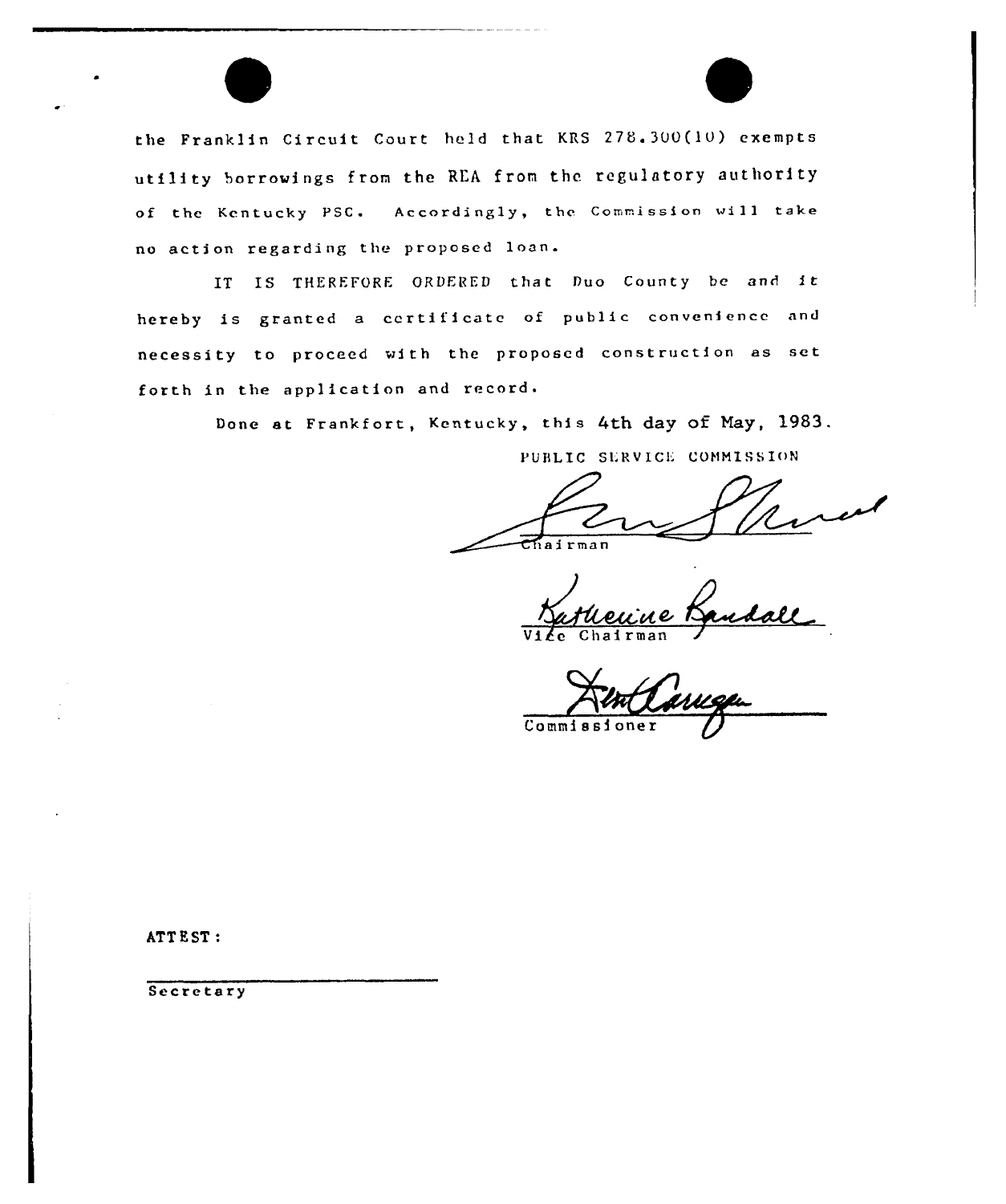the Franklin Circuit Court held that KRS 278.300(10) exempts utility borrowings from the REA from the regulatory authority of the Kentucky PSC. Accordingly, the Commission will take no action regarding the proposed loan.

IT IS THEREFORE ORDERED that Duo County be and it hereby is granted a certificate of public convenience and necessity to proceed with the proposed construction as set forth in the application and record.

Done at Frankfort, Kentucky, this 4th day of May, 1983.

PUBLIC SERVICE COMMISSION

Chairman

Katherine Randall
Vice Chairman

Commissioner

ATTEST:

Secretary